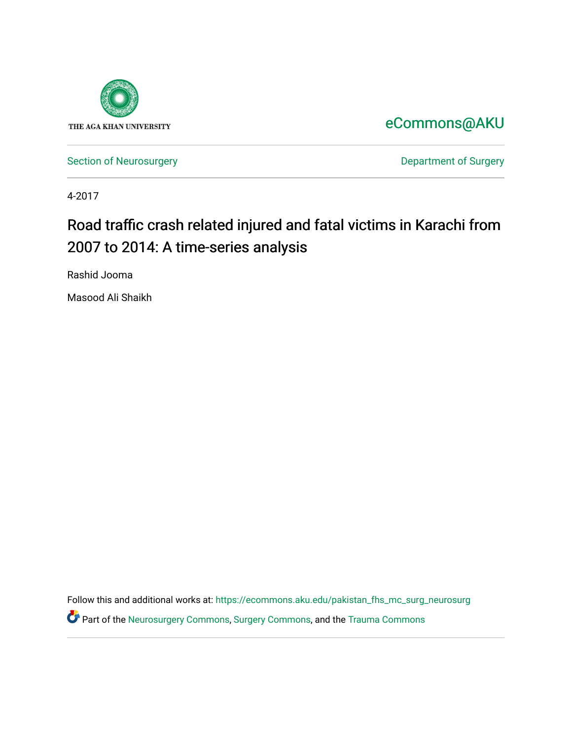THE AGA KHAN UNIVERSITY

eCommons@AKU

Section of Neurosurgery

Department of Surgery

4-2017

# Road traffic crash related injured and fatal victims in Karachi from 2007 to 2014: A time-series analysis

Rashid Jooma

Masood Ali Shaikh

Follow this and additional works at: https://ecommons.aku.edu/pakistan_fhs_mc_surg_neurosurg

Part of the Neurosurgery Commons, Surgery Commons, and the Trauma Commons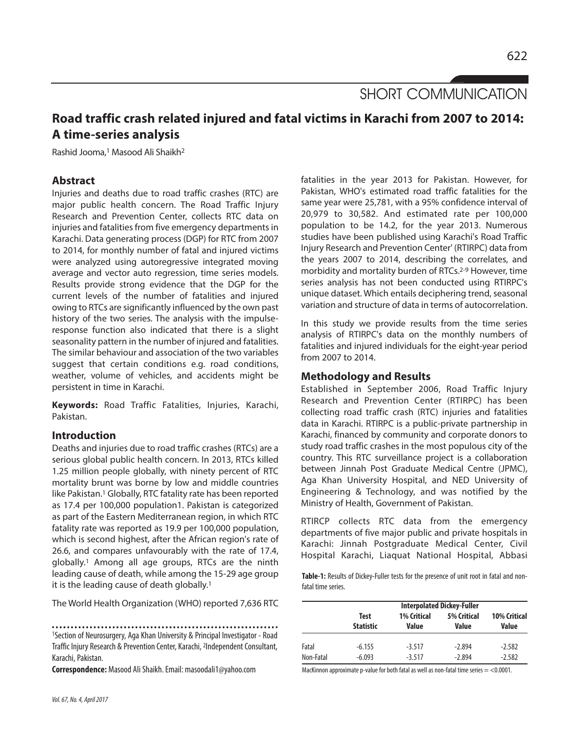SHORT COMMUNICATION

# Road traffic crash related injured and fatal victims in Karachi from 2007 to 2014: A time-series analysis

Rashid Jooma,[1] Masood Ali Shaikh[2]

## Abstract

Injuries and deaths due to road traffic crashes (RTC) are major public health concern. The Road Traffic Injury Research and Prevention Center, collects RTC data on injuries and fatalities from five emergency departments in Karachi. Data generating process (DGP) for RTC from 2007 to 2014, for monthly number of fatal and injured victims were analyzed using autoregressive integrated moving average and vector auto regression, time series models. Results provide strong evidence that the DGP for the current levels of the number of fatalities and injured owing to RTCs are significantly influenced by the own past history of the two series. The analysis with the impulse-response function also indicated that there is a slight seasonality pattern in the number of injured and fatalities. The similar behaviour and association of the two variables suggest that certain conditions e.g. road conditions, weather, volume of vehicles, and accidents might be persistent in time in Karachi.

**Keywords:** Road Traffic Fatalities, Injuries, Karachi, Pakistan.

## Introduction

Deaths and injuries due to road traffic crashes (RTCs) are a serious global public health concern. In 2013, RTCs killed 1.25 million people globally, with ninety percent of RTC mortality brunt was borne by low and middle countries like Pakistan.[1] Globally, RTC fatality rate has been reported as 17.4 per 100,000 population1. Pakistan is categorized as part of the Eastern Mediterranean region, in which RTC fatality rate was reported as 19.9 per 100,000 population, which is second highest, after the African region's rate of 26.6, and compares unfavourably with the rate of 17.4, globally.[1] Among all age groups, RTCs are the ninth leading cause of death, while among the 15-29 age group it is the leading cause of death globally.[1]

The World Health Organization (WHO) reported 7,636 RTC fatalities in the year 2013 for Pakistan. However, for Pakistan, WHO's estimated road traffic fatalities for the same year were 25,781, with a 95% confidence interval of 20,979 to 30,582. And estimated rate per 100,000 population to be 14.2, for the year 2013. Numerous studies have been published using Karachi's Road Traffic Injury Research and Prevention Center' (RTIRPC) data from the years 2007 to 2014, describing the correlates, and morbidity and mortality burden of RTCs.[2-9] However, time series analysis has not been conducted using RTIRPC's unique dataset. Which entails deciphering trend, seasonal variation and structure of data in terms of autocorrelation.

In this study we provide results from the time series analysis of RTIRPC's data on the monthly numbers of fatalities and injured individuals for the eight-year period from 2007 to 2014.

## Methodology and Results

Established in September 2006, Road Traffic Injury Research and Prevention Center (RTIRPC) has been collecting road traffic crash (RTC) injuries and fatalities data in Karachi. RTIRPC is a public-private partnership in Karachi, financed by community and corporate donors to study road traffic crashes in the most populous city of the country. This RTC surveillance project is a collaboration between Jinnah Post Graduate Medical Centre (JPMC), Aga Khan University Hospital, and NED University of Engineering & Technology, and was notified by the Ministry of Health, Government of Pakistan.

RTIRCP collects RTC data from the emergency departments of five major public and private hospitals in Karachi: Jinnah Postgraduate Medical Center, Civil Hospital Karachi, Liaquat National Hospital, Abbasi

**Table-1:** Results of Dickey-Fuller tests for the presence of unit root in fatal and non-fatal time series.

| | Interpolated Dickey-Fuller | | | |
|---|---|---|---|---|
| | Test Statistic | 1% Critical Value | 5% Critical Value | 10% Critical Value |
| Fatal | -6.155 | -3.517 | -2.894 | -2.582 |
| Non-Fatal | -6.093 | -3.517 | -2.894 | -2.582 |

MacKinnon approximate p-value for both fatal as well as non-fatal time series = <0.0001.

---

[1]Section of Neurosurgery, Aga Khan University & Principal Investigator - Road Traffic Injury Research & Prevention Center, Karachi, [2]Independent Consultant, Karachi, Pakistan.

**Correspondence:** Masood Ali Shaikh. Email: masoodali1@yahoo.com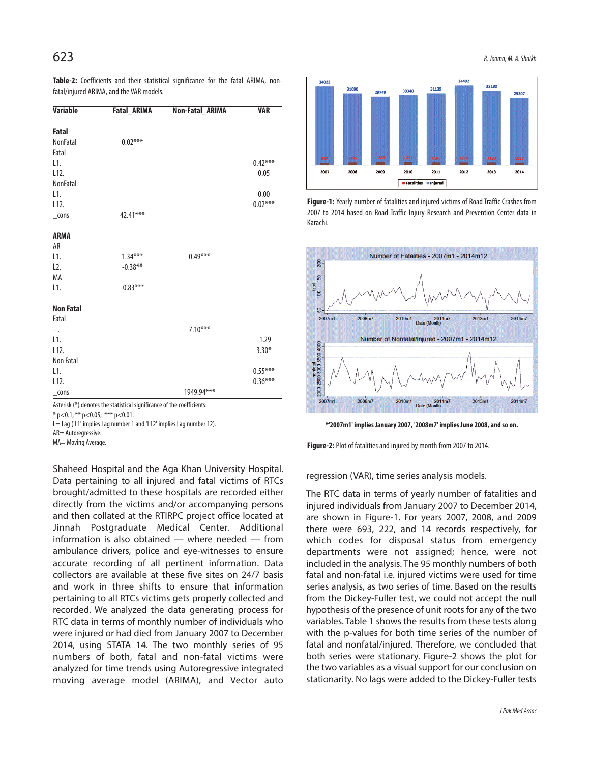**Table-2:** Coefficients and their statistical significance for the fatal ARIMA, non-fatal/injured ARIMA, and the VAR models.

| Variable | Fatal_ARIMA | Non-Fatal_ARIMA | VAR |
|---|---|---|---|
| **Fatal** | | | |
| NonFatal | 0.02*** | | |
| Fatal | | | |
| L1. | | | 0.42*** |
| L12. | | | 0.05 |
| NonFatal | | | |
| L1. | | | 0.00 |
| L12. | | | 0.02*** |
| _cons | 42.41*** | | |
| **ARMA** | | | |
| AR | | | |
| L1. | 1.34*** | 0.49*** | |
| L2. | -0.38** | | |
| MA | | | |
| L1. | -0.83*** | | |
| **Non Fatal** | | | |
| Fatal | | | |
| --. | | 7.10*** | |
| L1. | | | -1.29 |
| L12. | | | 3.30* |
| Non Fatal | | | |
| L1. | | | 0.55*** |
| L12. | | | 0.36*** |
| _cons | | 1949.94*** | |

Asterisk (*) denotes the statistical significance of the coefficients:
* p<0.1; ** p<0.05; *** p<0.01.
L= Lag ('L1' implies Lag number 1 and 'L12' implies Lag number 12).
AR= Autoregressive.
MA= Moving Average.

Shaheed Hospital and the Aga Khan University Hospital. Data pertaining to all injured and fatal victims of RTCs brought/admitted to these hospitals are recorded either directly from the victims and/or accompanying persons and then collated at the RTIRPC project office located at Jinnah Postgraduate Medical Center. Additional information is also obtained — where needed — from ambulance drivers, police and eye-witnesses to ensure accurate recording of all pertinent information. Data collectors are available at these five sites on 24/7 basis and work in three shifts to ensure that information pertaining to all RTCs victims gets properly collected and recorded. We analyzed the data generating process for RTC data in terms of monthly number of individuals who were injured or had died from January 2007 to December 2014, using STATA 14. The two monthly series of 95 numbers of both, fatal and non-fatal victims were analyzed for time trends using Autoregressive integrated moving average model (ARIMA), and Vector auto regression (VAR), time series analysis models.

**Figure-1:** Yearly number of fatalities and injured victims of Road Traffic Crashes from 2007 to 2014 based on Road Traffic Injury Research and Prevention Center data in Karachi.

*'2007m1' implies January 2007, '2008m7' implies June 2008, and so on.

**Figure-2:** Plot of fatalities and injured by month from 2007 to 2014.

The RTC data in terms of yearly number of fatalities and injured individuals from January 2007 to December 2014, are shown in Figure-1. For years 2007, 2008, and 2009 there were 693, 222, and 14 records respectively, for which codes for disposal status from emergency departments were not assigned; hence, were not included in the analysis. The 95 monthly numbers of both fatal and non-fatal i.e. injured victims were used for time series analysis, as two series of time. Based on the results from the Dickey-Fuller test, we could not accept the null hypothesis of the presence of unit roots for any of the two variables. Table 1 shows the results from these tests along with the p-values for both time series of the number of fatal and nonfatal/injured. Therefore, we concluded that both series were stationary. Figure-2 shows the plot for the two variables as a visual support for our conclusion on stationarity. No lags were added to the Dickey-Fuller tests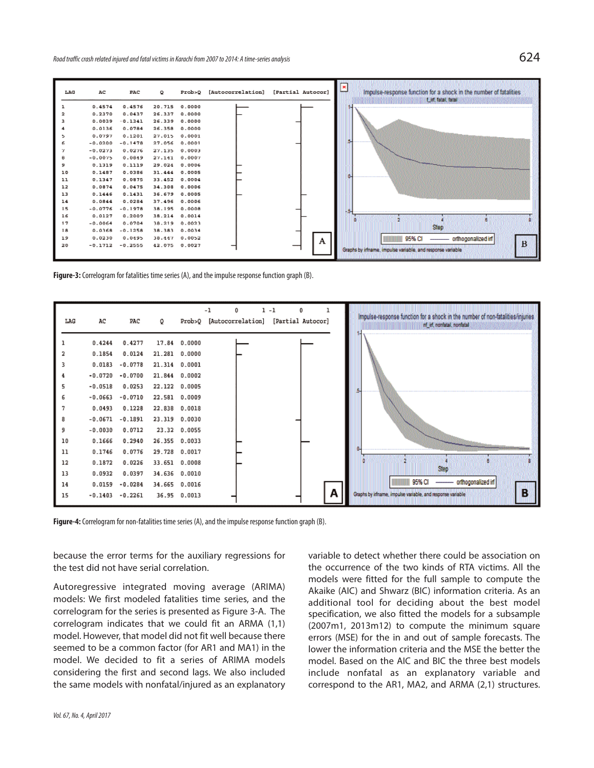| LAG | AC | PAC | Q | Prob>Q |
|---|---|---|---|---|
| 1 | 0.4574 | 0.4576 | 20.715 | 0.0000 |
| 2 | 0.2370 | 0.0437 | 26.337 | 0.0000 |
| 3 | 0.0039 | -0.1341 | 26.339 | 0.0000 |
| 4 | 0.0136 | 0.0784 | 26.358 | 0.0000 |
| 5 | 0.0797 | 0.1201 | 27.015 | 0.0001 |
| 6 | -0.0200 | -0.1478 | 27.056 | 0.0001 |
| 7 | -0.0273 | 0.0276 | 27.135 | 0.0003 |
| 8 | -0.0075 | 0.0849 | 27.141 | 0.0007 |
| 9 | 0.1319 | 0.1119 | 29.024 | 0.0006 |
| 10 | 0.1487 | 0.0386 | 31.444 | 0.0005 |
| 11 | 0.1347 | 0.0875 | 33.452 | 0.0004 |
| 12 | 0.0874 | 0.0475 | 34.308 | 0.0006 |
| 13 | 0.1446 | 0.1431 | 36.679 | 0.0005 |
| 14 | 0.0844 | -0.0284 | 37.496 | 0.0006 |
| 15 | -0.0776 | -0.1978 | 38.195 | 0.0008 |
| 16 | 0.0127 | 0.2009 | 38.214 | 0.0014 |
| 17 | -0.0064 | 0.0704 | 38.219 | 0.0023 |
| 18 | 0.0368 | -0.1258 | 38.383 | 0.0034 |
| 19 | 0.0230 | 0.0495 | 38.447 | 0.0052 |
| 20 | -0.1712 | -0.2555 | 42.075 | 0.0027 |

**Figure-3:** Correlogram for fatalities time series (A), and the impulse response function graph (B).

| LAG | AC | PAC | Q | Prob>Q |
|---|---|---|---|---|
| 1 | 0.4244 | 0.4277 | 17.84 | 0.0000 |
| 2 | 0.1854 | 0.0124 | 21.281 | 0.0000 |
| 3 | 0.0183 | -0.0778 | 21.314 | 0.0001 |
| 4 | -0.0720 | -0.0700 | 21.844 | 0.0002 |
| 5 | -0.0518 | 0.0253 | 22.122 | 0.0005 |
| 6 | -0.0663 | -0.0710 | 22.581 | 0.0009 |
| 7 | 0.0493 | 0.1228 | 22.838 | 0.0018 |
| 8 | -0.0671 | -0.1891 | 23.319 | 0.0030 |
| 9 | -0.0030 | 0.0712 | 23.32 | 0.0055 |
| 10 | 0.1666 | 0.2940 | 26.355 | 0.0033 |
| 11 | 0.1746 | 0.0776 | 29.728 | 0.0017 |
| 12 | 0.1872 | 0.0226 | 33.651 | 0.0008 |
| 13 | 0.0932 | 0.0397 | 34.636 | 0.0010 |
| 14 | 0.0159 | -0.0284 | 34.665 | 0.0016 |
| 15 | -0.1403 | -0.2261 | 36.95 | 0.0013 |

**Figure-4:** Correlogram for non-fatalities time series (A), and the impulse response function graph (B).

because the error terms for the auxiliary regressions for the test did not have serial correlation.

Autoregressive integrated moving average (ARIMA) models: We first modeled fatalities time series, and the correlogram for the series is presented as Figure 3-A. The correlogram indicates that we could fit an ARMA (1,1) model. However, that model did not fit well because there seemed to be a common factor (for AR1 and MA1) in the model. We decided to fit a series of ARIMA models considering the first and second lags. We also included the same models with nonfatal/injured as an explanatory variable to detect whether there could be association on the occurrence of the two kinds of RTA victims. All the models were fitted for the full sample to compute the Akaike (AIC) and Shwarz (BIC) information criteria. As an additional tool for deciding about the best model specification, we also fitted the models for a subsample (2007m1, 2013m12) to compute the minimum square errors (MSE) for the in and out of sample forecasts. The lower the information criteria and the MSE the better the model. Based on the AIC and BIC the three best models include nonfatal as an explanatory variable and correspond to the AR1, MA2, and ARMA (2,1) structures.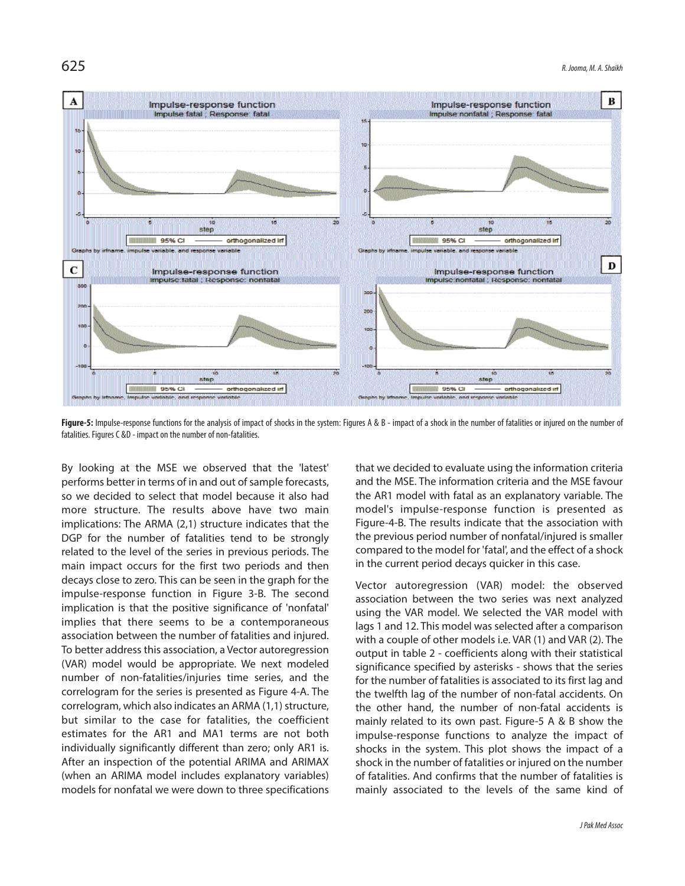**Figure-5:** Impulse-response functions for the analysis of impact of shocks in the system: Figures A & B - impact of a shock in the number of fatalities or injured on the number of fatalities. Figures C &D - impact on the number of non-fatalities.

By looking at the MSE we observed that the 'latest' performs better in terms of in and out of sample forecasts, so we decided to select that model because it also had more structure. The results above have two main implications: The ARMA (2,1) structure indicates that the DGP for the number of fatalities tend to be strongly related to the level of the series in previous periods. The main impact occurs for the first two periods and then decays close to zero. This can be seen in the graph for the impulse-response function in Figure 3-B. The second implication is that the positive significance of 'nonfatal' implies that there seems to be a contemporaneous association between the number of fatalities and injured. To better address this association, a Vector autoregression (VAR) model would be appropriate. We next modeled number of non-fatalities/injuries time series, and the correlogram for the series is presented as Figure 4-A. The correlogram, which also indicates an ARMA (1,1) structure, but similar to the case for fatalities, the coefficient estimates for the AR1 and MA1 terms are not both individually significantly different than zero; only AR1 is. After an inspection of the potential ARIMA and ARIMAX (when an ARIMA model includes explanatory variables) models for nonfatal we were down to three specifications that we decided to evaluate using the information criteria and the MSE. The information criteria and the MSE favour the AR1 model with fatal as an explanatory variable. The model's impulse-response function is presented as Figure-4-B. The results indicate that the association with the previous period number of nonfatal/injured is smaller compared to the model for 'fatal', and the effect of a shock in the current period decays quicker in this case.

Vector autoregression (VAR) model: the observed association between the two series was next analyzed using the VAR model. We selected the VAR model with lags 1 and 12. This model was selected after a comparison with a couple of other models i.e. VAR (1) and VAR (2). The output in table 2 - coefficients along with their statistical significance specified by asterisks - shows that the series for the number of fatalities is associated to its first lag and the twelfth lag of the number of non-fatal accidents. On the other hand, the number of non-fatal accidents is mainly related to its own past. Figure-5 A & B show the impulse-response functions to analyze the impact of shocks in the system. This plot shows the impact of a shock in the number of fatalities or injured on the number of fatalities. And confirms that the number of fatalities is mainly associated to the levels of the same kind of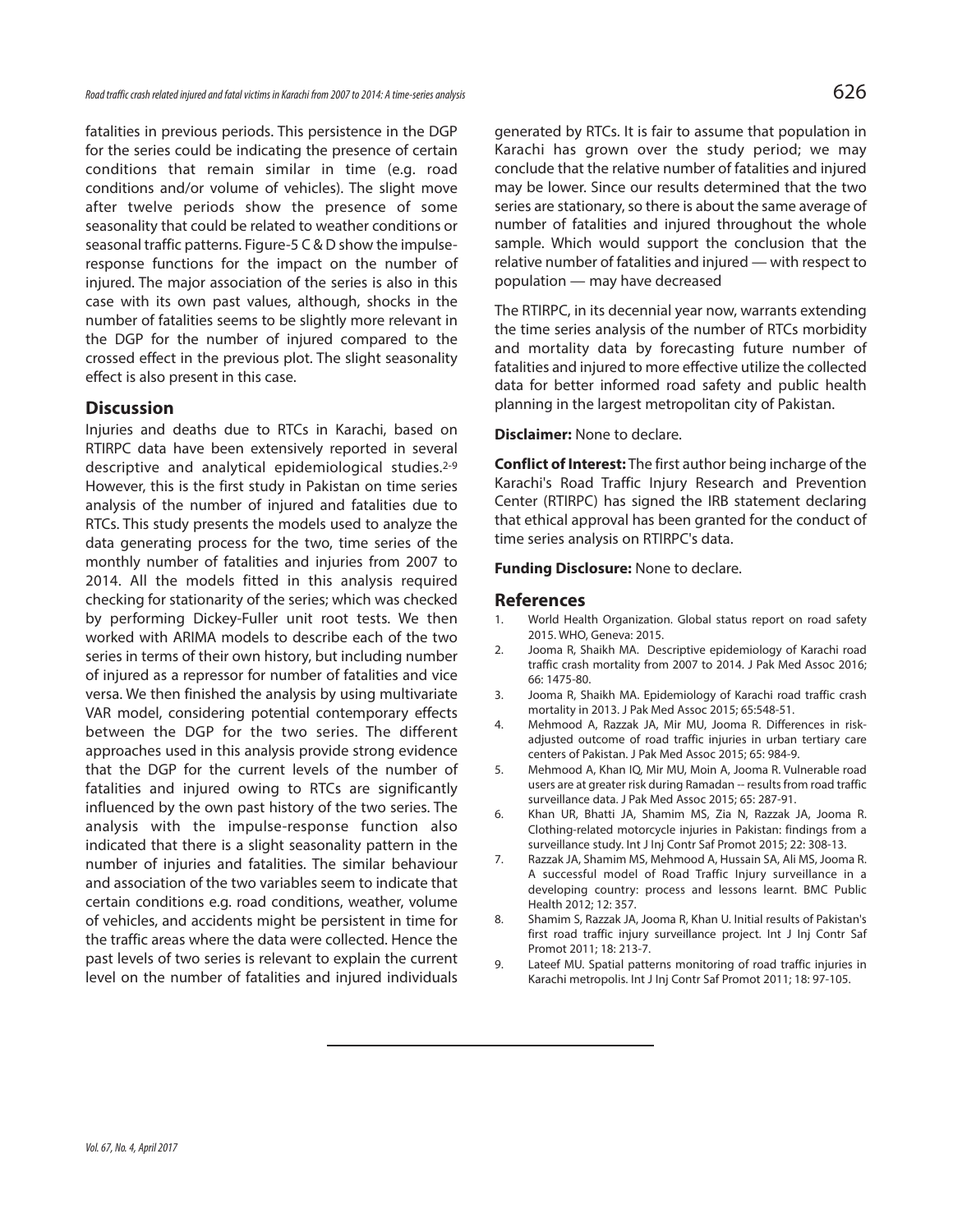fatalities in previous periods. This persistence in the DGP for the series could be indicating the presence of certain conditions that remain similar in time (e.g. road conditions and/or volume of vehicles). The slight move after twelve periods show the presence of some seasonality that could be related to weather conditions or seasonal traffic patterns. Figure-5 C & D show the impulse-response functions for the impact on the number of injured. The major association of the series is also in this case with its own past values, although, shocks in the number of fatalities seems to be slightly more relevant in the DGP for the number of injured compared to the crossed effect in the previous plot. The slight seasonality effect is also present in this case.

## Discussion

Injuries and deaths due to RTCs in Karachi, based on RTIRPC data have been extensively reported in several descriptive and analytical epidemiological studies.[2-9] However, this is the first study in Pakistan on time series analysis of the number of injured and fatalities due to RTCs. This study presents the models used to analyze the data generating process for the two, time series of the monthly number of fatalities and injuries from 2007 to 2014. All the models fitted in this analysis required checking for stationarity of the series; which was checked by performing Dickey-Fuller unit root tests. We then worked with ARIMA models to describe each of the two series in terms of their own history, but including number of injured as a repressor for number of fatalities and vice versa. We then finished the analysis by using multivariate VAR model, considering potential contemporary effects between the DGP for the two series. The different approaches used in this analysis provide strong evidence that the DGP for the current levels of the number of fatalities and injured owing to RTCs are significantly influenced by the own past history of the two series. The analysis with the impulse-response function also indicated that there is a slight seasonality pattern in the number of injuries and fatalities. The similar behaviour and association of the two variables seem to indicate that certain conditions e.g. road conditions, weather, volume of vehicles, and accidents might be persistent in time for the traffic areas where the data were collected. Hence the past levels of two series is relevant to explain the current level on the number of fatalities and injured individuals generated by RTCs. It is fair to assume that population in Karachi has grown over the study period; we may conclude that the relative number of fatalities and injured may be lower. Since our results determined that the two series are stationary, so there is about the same average of number of fatalities and injured throughout the whole sample. Which would support the conclusion that the relative number of fatalities and injured — with respect to population — may have decreased

The RTIRPC, in its decennial year now, warrants extending the time series analysis of the number of RTCs morbidity and mortality data by forecasting future number of fatalities and injured to more effective utilize the collected data for better informed road safety and public health planning in the largest metropolitan city of Pakistan.

**Disclaimer:** None to declare.

**Conflict of Interest:** The first author being incharge of the Karachi's Road Traffic Injury Research and Prevention Center (RTIRPC) has signed the IRB statement declaring that ethical approval has been granted for the conduct of time series analysis on RTIRPC's data.

**Funding Disclosure:** None to declare.

## References

1. World Health Organization. Global status report on road safety 2015. WHO, Geneva: 2015.
2. Jooma R, Shaikh MA. Descriptive epidemiology of Karachi road traffic crash mortality from 2007 to 2014. J Pak Med Assoc 2016; 66: 1475-80.
3. Jooma R, Shaikh MA. Epidemiology of Karachi road traffic crash mortality in 2013. J Pak Med Assoc 2015; 65:548-51.
4. Mehmood A, Razzak JA, Mir MU, Jooma R. Differences in risk-adjusted outcome of road traffic injuries in urban tertiary care centers of Pakistan. J Pak Med Assoc 2015; 65: 984-9.
5. Mehmood A, Khan IQ, Mir MU, Moin A, Jooma R. Vulnerable road users are at greater risk during Ramadan -- results from road traffic surveillance data. J Pak Med Assoc 2015; 65: 287-91.
6. Khan UR, Bhatti JA, Shamim MS, Zia N, Razzak JA, Jooma R. Clothing-related motorcycle injuries in Pakistan: findings from a surveillance study. Int J Inj Contr Saf Promot 2015; 22: 308-13.
7. Razzak JA, Shamim MS, Mehmood A, Hussain SA, Ali MS, Jooma R. A successful model of Road Traffic Injury surveillance in a developing country: process and lessons learnt. BMC Public Health 2012; 12: 357.
8. Shamim S, Razzak JA, Jooma R, Khan U. Initial results of Pakistan's first road traffic injury surveillance project. Int J Inj Contr Saf Promot 2011; 18: 213-7.
9. Lateef MU. Spatial patterns monitoring of road traffic injuries in Karachi metropolis. Int J Inj Contr Saf Promot 2011; 18: 97-105.